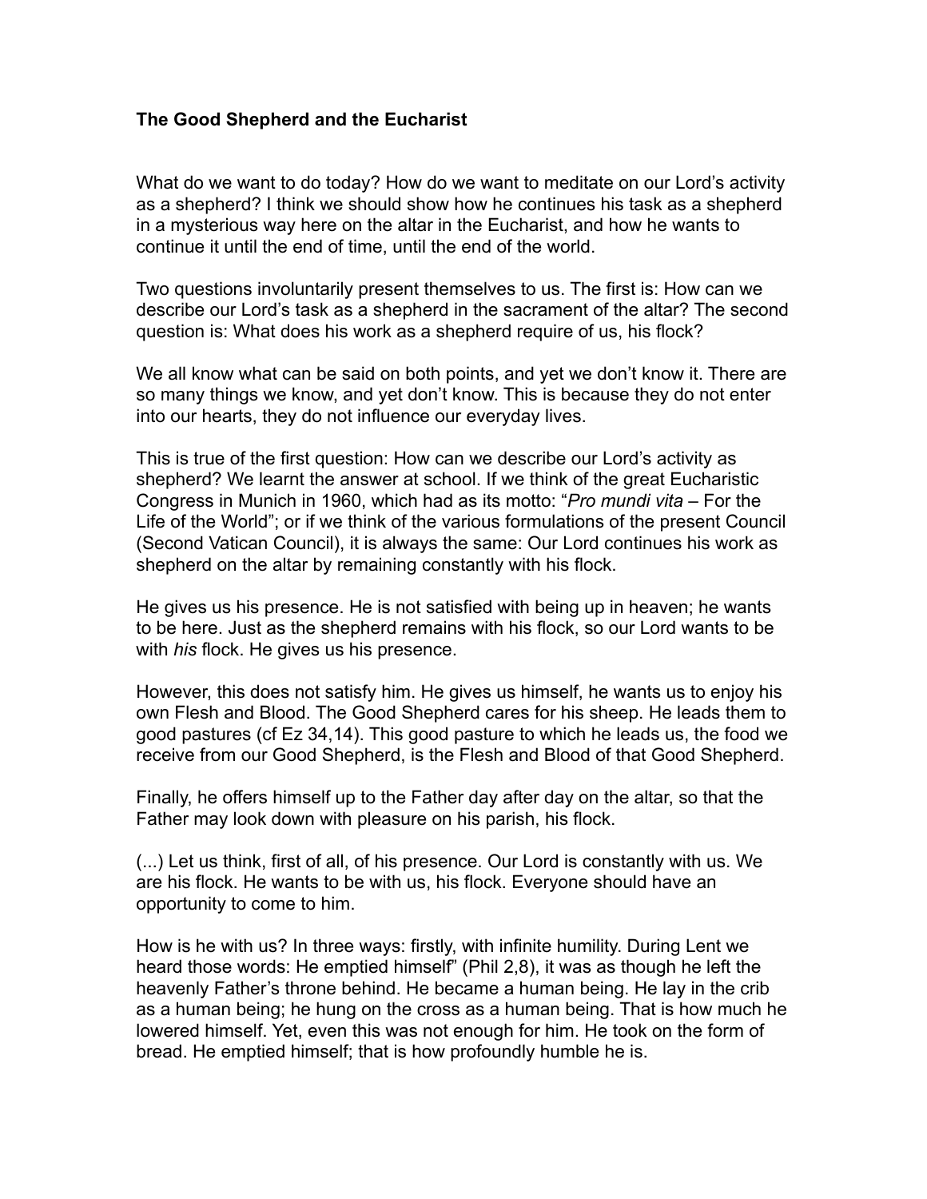**The Good Shepherd and the Eucharist**

What do we want to do today? How do we want to meditate on our Lord's activity as a shepherd? I think we should show how he continues his task as a shepherd in a mysterious way here on the altar in the Eucharist, and how he wants to continue it until the end of time, until the end of the world.

Two questions involuntarily present themselves to us. The first is: How can we describe our Lord's task as a shepherd in the sacrament of the altar? The second question is: What does his work as a shepherd require of us, his flock?

We all know what can be said on both points, and yet we don't know it. There are so many things we know, and yet don't know. This is because they do not enter into our hearts, they do not influence our everyday lives.

This is true of the first question: How can we describe our Lord's activity as shepherd? We learnt the answer at school. If we think of the great Eucharistic Congress in Munich in 1960, which had as its motto: "*Pro mundi vita* – For the Life of the World"; or if we think of the various formulations of the present Council (Second Vatican Council), it is always the same: Our Lord continues his work as shepherd on the altar by remaining constantly with his flock.

He gives us his presence. He is not satisfied with being up in heaven; he wants to be here. Just as the shepherd remains with his flock, so our Lord wants to be with *his* flock. He gives us his presence.

However, this does not satisfy him. He gives us himself, he wants us to enjoy his own Flesh and Blood. The Good Shepherd cares for his sheep. He leads them to good pastures (cf Ez 34,14). This good pasture to which he leads us, the food we receive from our Good Shepherd, is the Flesh and Blood of that Good Shepherd.

Finally, he offers himself up to the Father day after day on the altar, so that the Father may look down with pleasure on his parish, his flock.

(...) Let us think, first of all, of his presence. Our Lord is constantly with us. We are his flock. He wants to be with us, his flock. Everyone should have an opportunity to come to him.

How is he with us? In three ways: firstly, with infinite humility. During Lent we heard those words: He emptied himself" (Phil 2,8), it was as though he left the heavenly Father's throne behind. He became a human being. He lay in the crib as a human being; he hung on the cross as a human being. That is how much he lowered himself. Yet, even this was not enough for him. He took on the form of bread. He emptied himself; that is how profoundly humble he is.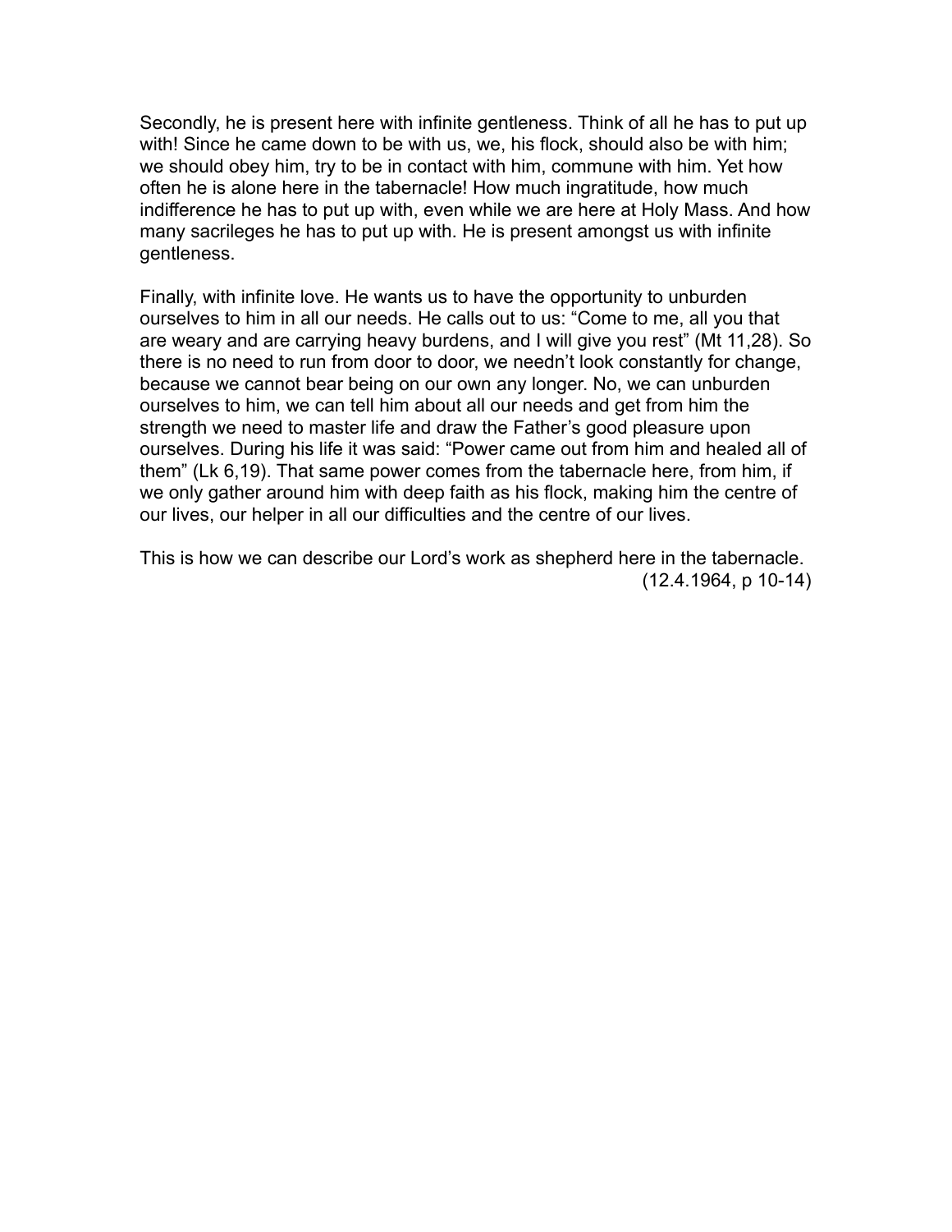Secondly, he is present here with infinite gentleness. Think of all he has to put up with! Since he came down to be with us, we, his flock, should also be with him; we should obey him, try to be in contact with him, commune with him. Yet how often he is alone here in the tabernacle! How much ingratitude, how much indifference he has to put up with, even while we are here at Holy Mass. And how many sacrileges he has to put up with. He is present amongst us with infinite gentleness.

Finally, with infinite love. He wants us to have the opportunity to unburden ourselves to him in all our needs. He calls out to us: “Come to me, all you that are weary and are carrying heavy burdens, and I will give you rest” (Mt 11,28). So there is no need to run from door to door, we needn’t look constantly for change, because we cannot bear being on our own any longer. No, we can unburden ourselves to him, we can tell him about all our needs and get from him the strength we need to master life and draw the Father’s good pleasure upon ourselves. During his life it was said: “Power came out from him and healed all of them” (Lk 6,19). That same power comes from the tabernacle here, from him, if we only gather around him with deep faith as his flock, making him the centre of our lives, our helper in all our difficulties and the centre of our lives.

This is how we can describe our Lord’s work as shepherd here in the tabernacle.

(12.4.1964, p 10-14)